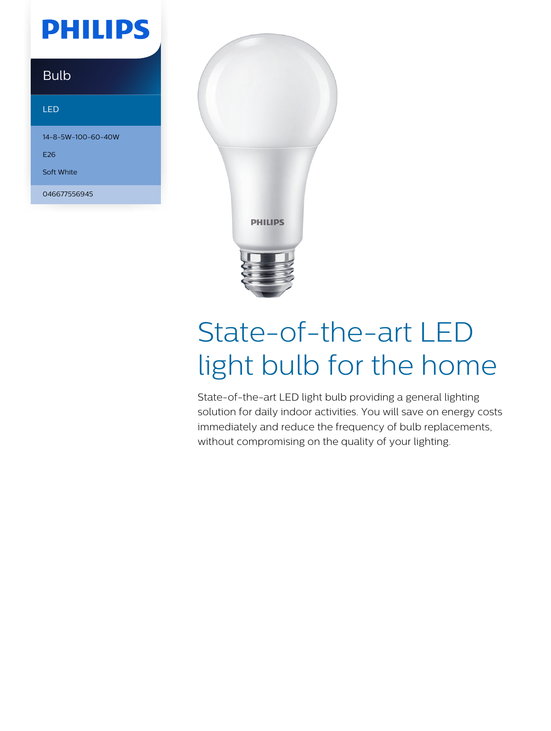PHILIPS

Bulb

LED

14-8-5W-100-60-40W

E26

Soft White

046677556945

# State-of-the-art LED light bulb for the home

State-of-the-art LED light bulb providing a general lighting solution for daily indoor activities. You will save on energy costs immediately and reduce the frequency of bulb replacements, without compromising on the quality of your lighting.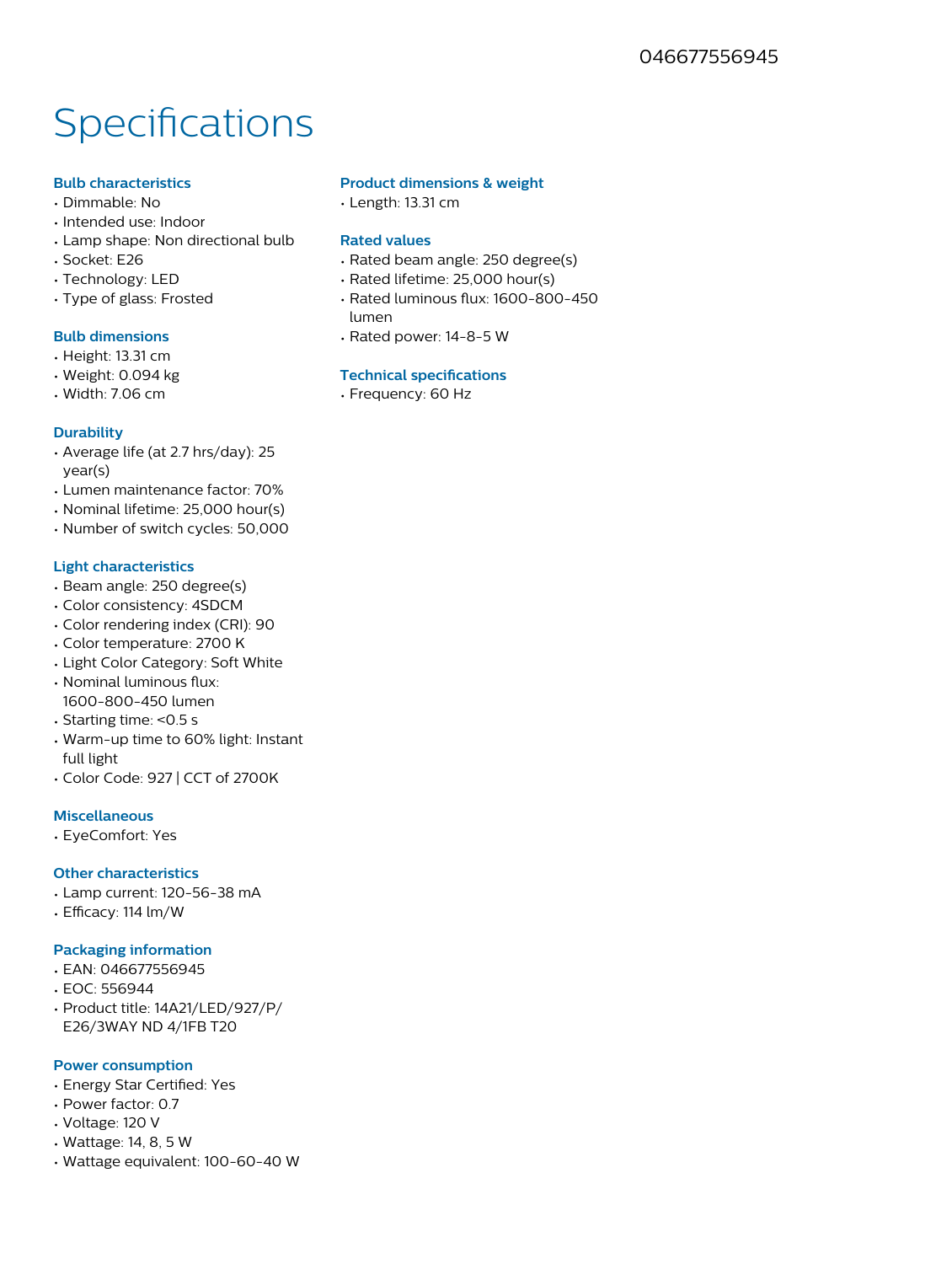046677556945

# Specifications

### Bulb characteristics

- Dimmable: No
- Intended use: Indoor
- Lamp shape: Non directional bulb
- Socket: E26
- Technology: LED
- Type of glass: Frosted

### Bulb dimensions

- Height: 13.31 cm
- Weight: 0.094 kg
- Width: 7.06 cm

### Durability

- Average life (at 2.7 hrs/day): 25 year(s)
- Lumen maintenance factor: 70%
- Nominal lifetime: 25,000 hour(s)
- Number of switch cycles: 50,000

### Light characteristics

- Beam angle: 250 degree(s)
- Color consistency: 4SDCM
- Color rendering index (CRI): 90
- Color temperature: 2700 K
- Light Color Category: Soft White
- Nominal luminous flux: 1600-800-450 lumen
- Starting time: <0.5 s
- Warm-up time to 60% light: Instant full light
- Color Code: 927 | CCT of 2700K

### Miscellaneous

- EyeComfort: Yes

### Other characteristics

- Lamp current: 120-56-38 mA
- Efficacy: 114 lm/W

### Packaging information

- EAN: 046677556945
- EOC: 556944
- Product title: 14A21/LED/927/P/E26/3WAY ND 4/1FB T20

### Power consumption

- Energy Star Certified: Yes
- Power factor: 0.7
- Voltage: 120 V
- Wattage: 14, 8, 5 W
- Wattage equivalent: 100-60-40 W

### Product dimensions & weight

- Length: 13.31 cm

### Rated values

- Rated beam angle: 250 degree(s)
- Rated lifetime: 25,000 hour(s)
- Rated luminous flux: 1600-800-450 lumen
- Rated power: 14-8-5 W

### Technical specifications

- Frequency: 60 Hz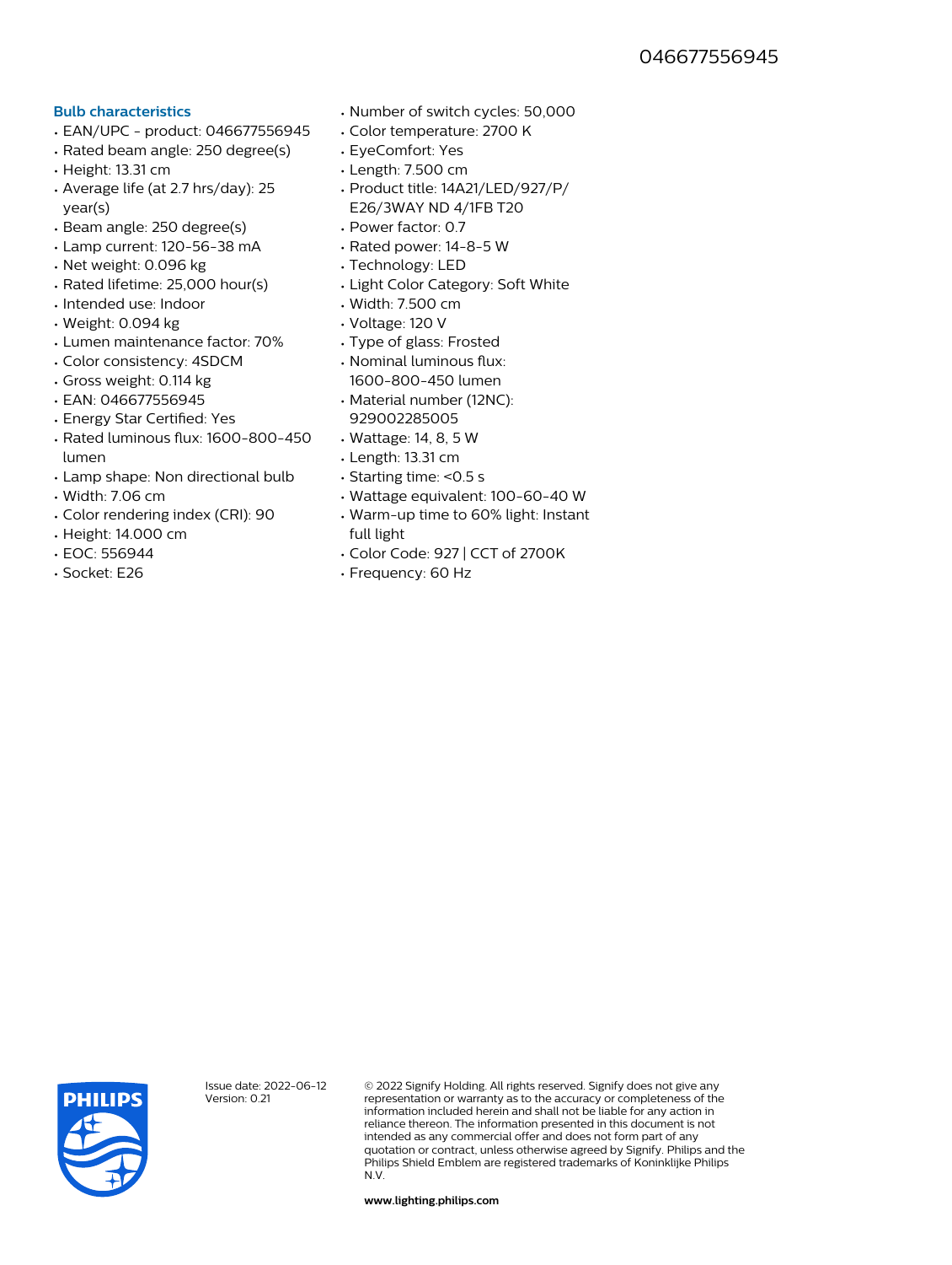### Bulb characteristics

- EAN/UPC - product: 046677556945
- Rated beam angle: 250 degree(s)
- Height: 13.31 cm
- Average life (at 2.7 hrs/day): 25 year(s)
- Beam angle: 250 degree(s)
- Lamp current: 120-56-38 mA
- Net weight: 0.096 kg
- Rated lifetime: 25,000 hour(s)
- Intended use: Indoor
- Weight: 0.094 kg
- Lumen maintenance factor: 70%
- Color consistency: 4SDCM
- Gross weight: 0.114 kg
- EAN: 046677556945
- Energy Star Certified: Yes
- Rated luminous flux: 1600-800-450 lumen
- Lamp shape: Non directional bulb
- Width: 7.06 cm
- Color rendering index (CRI): 90
- Height: 14.000 cm
- EOC: 556944
- Socket: E26
- Number of switch cycles: 50,000
- Color temperature: 2700 K
- EyeComfort: Yes
- Length: 7.500 cm
- Product title: 14A21/LED/927/P/E26/3WAY ND 4/1FB T20
- Power factor: 0.7
- Rated power: 14-8-5 W
- Technology: LED
- Light Color Category: Soft White
- Width: 7.500 cm
- Voltage: 120 V
- Type of glass: Frosted
- Nominal luminous flux: 1600-800-450 lumen
- Material number (12NC): 929002285005
- Wattage: 14, 8, 5 W
- Length: 13.31 cm
- Starting time: <0.5 s
- Wattage equivalent: 100-60-40 W
- Warm-up time to 60% light: Instant full light
- Color Code: 927 | CCT of 2700K
- Frequency: 60 Hz

Issue date: 2022-06-12
Version: 0.21

© 2022 Signify Holding. All rights reserved. Signify does not give any representation or warranty as to the accuracy or completeness of the information included herein and shall not be liable for any action in reliance thereon. The information presented in this document is not intended as any commercial offer and does not form part of any quotation or contract, unless otherwise agreed by Signify. Philips and the Philips Shield Emblem are registered trademarks of Koninklijke Philips N.V.

**www.lighting.philips.com**